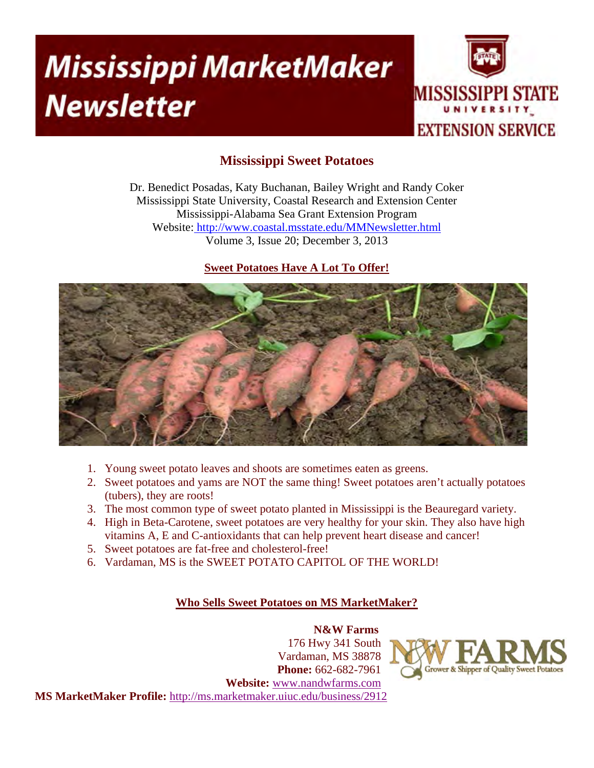# Mississippi MarketMaker Newsletter

MISSISSIPPI STATE UNIVERSITY EXTENSION SERVICE

## Mississippi Sweet Potatoes

Dr. Benedict Posadas, Katy Buchanan, Bailey Wright and Randy Coker
Mississippi State University, Coastal Research and Extension Center
Mississippi-Alabama Sea Grant Extension Program
Website: http://www.coastal.msstate.edu/MMNewsletter.html
Volume 3, Issue 20; December 3, 2013

### Sweet Potatoes Have A Lot To Offer!

1. Young sweet potato leaves and shoots are sometimes eaten as greens.
2. Sweet potatoes and yams are NOT the same thing! Sweet potatoes aren't actually potatoes (tubers), they are roots!
3. The most common type of sweet potato planted in Mississippi is the Beauregard variety.
4. High in Beta-Carotene, sweet potatoes are very healthy for your skin. They also have high vitamins A, E and C-antioxidants that can help prevent heart disease and cancer!
5. Sweet potatoes are fat-free and cholesterol-free!
6. Vardaman, MS is the SWEET POTATO CAPITOL OF THE WORLD!

### Who Sells Sweet Potatoes on MS MarketMaker?

**N&W Farms**
176 Hwy 341 South
Vardaman, MS 38878
**Phone:** 662-682-7961
**Website:** www.nandwfarms.com
**MS MarketMaker Profile:** http://ms.marketmaker.uiuc.edu/business/2912

N&W FARMS — Grower & Shipper of Quality Sweet Potatoes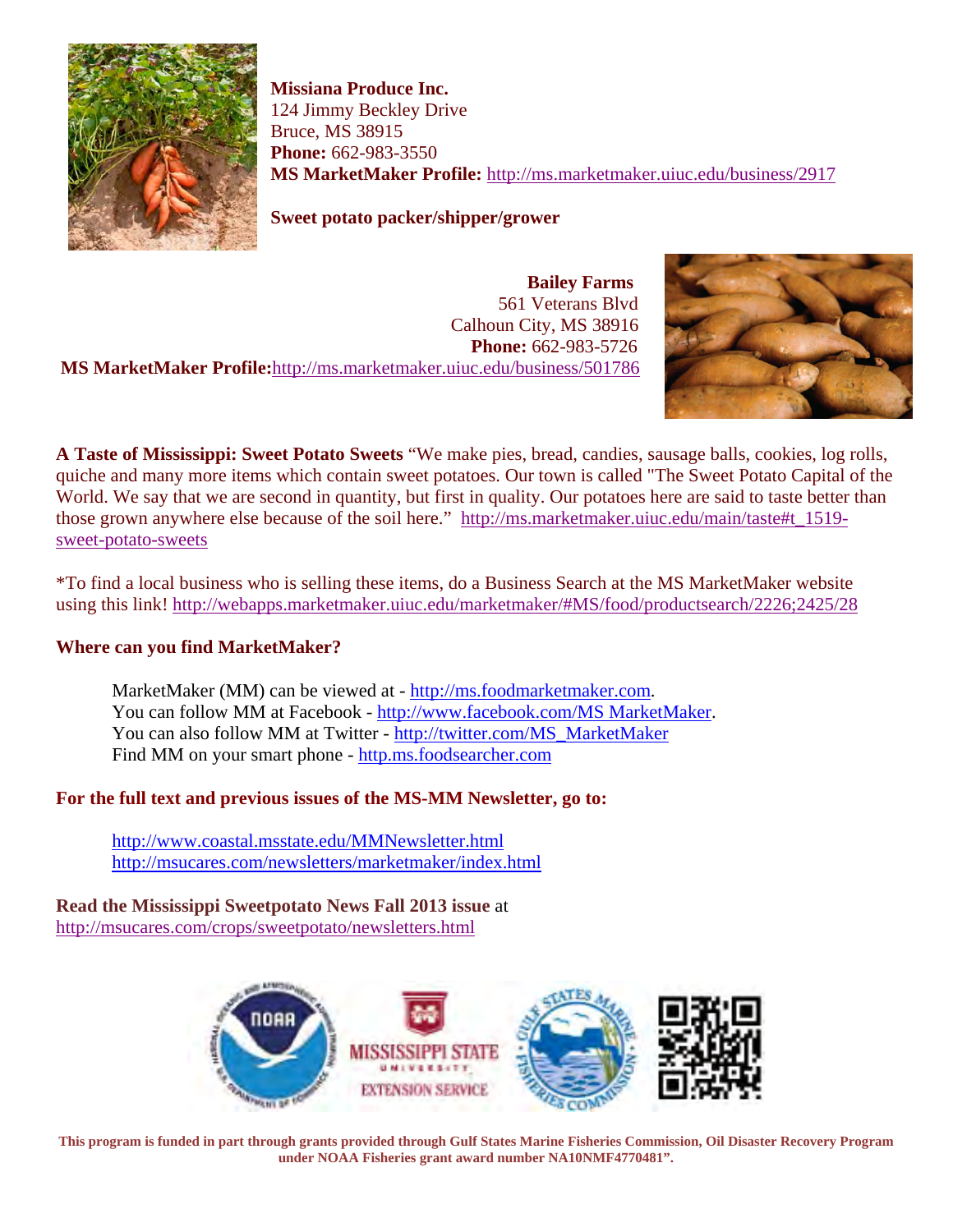**Missiana Produce Inc.**
124 Jimmy Beckley Drive
Bruce, MS 38915
**Phone:** 662-983-3550
**MS MarketMaker Profile:** http://ms.marketmaker.uiuc.edu/business/2917

**Sweet potato packer/shipper/grower**

**Bailey Farms**
561 Veterans Blvd
Calhoun City, MS 38916
**Phone:** 662-983-5726
**MS MarketMaker Profile:** http://ms.marketmaker.uiuc.edu/business/501786

**A Taste of Mississippi: Sweet Potato Sweets** "We make pies, bread, candies, sausage balls, cookies, log rolls, quiche and many more items which contain sweet potatoes. Our town is called "The Sweet Potato Capital of the World. We say that we are second in quantity, but first in quality. Our potatoes here are said to taste better than those grown anywhere else because of the soil here." http://ms.marketmaker.uiuc.edu/main/taste#t_1519-sweet-potato-sweets

*To find a local business who is selling these items, do a Business Search at the MS MarketMaker website using this link! http://webapps.marketmaker.uiuc.edu/marketmaker/#MS/food/productsearch/2226;2425/28

**Where can you find MarketMaker?**

MarketMaker (MM) can be viewed at - http://ms.foodmarketmaker.com.
You can follow MM at Facebook - http://www.facebook.com/MS MarketMaker.
You can also follow MM at Twitter - http://twitter.com/MS_MarketMaker
Find MM on your smart phone - http.ms.foodsearcher.com

**For the full text and previous issues of the MS-MM Newsletter, go to:**

http://www.coastal.msstate.edu/MMNewsletter.html
http://msucares.com/newsletters/marketmaker/index.html

**Read the Mississippi Sweetpotato News Fall 2013 issue** at
http://msucares.com/crops/sweetpotato/newsletters.html

**This program is funded in part through grants provided through Gulf States Marine Fisheries Commission, Oil Disaster Recovery Program under NOAA Fisheries grant award number NA10NMF4770481".**